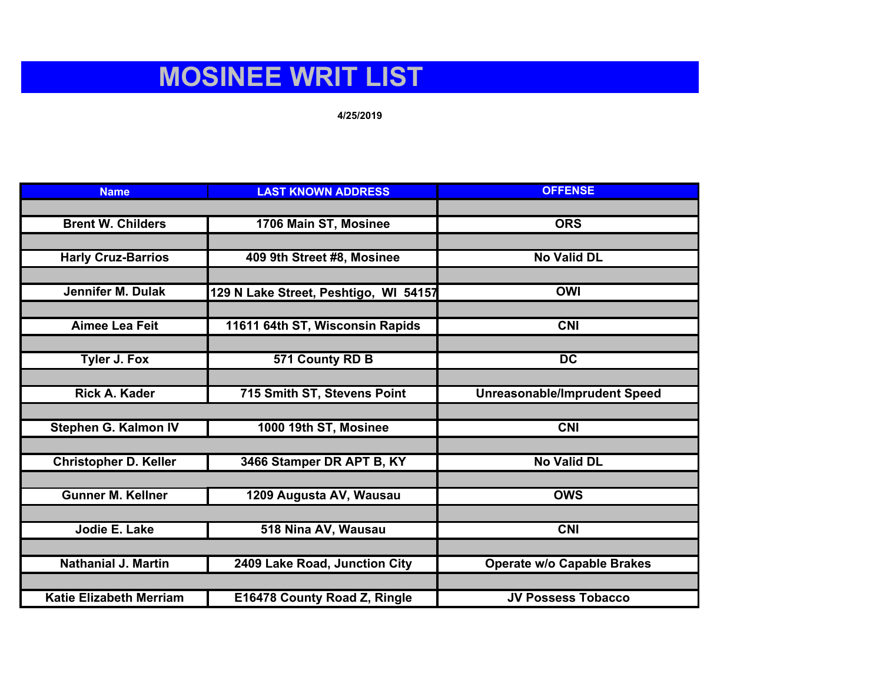# MOSINEE WRIT LIST

**4/25/2019**

| Name | LAST KNOWN ADDRESS | OFFENSE |
|---|---|---|
| Brent W. Childers | 1706 Main ST, Mosinee | ORS |
| Harly Cruz-Barrios | 409 9th Street #8, Mosinee | No Valid DL |
| Jennifer M. Dulak | 129 N Lake Street, Peshtigo, WI 54157 | OWI |
| Aimee Lea Feit | 11611 64th ST, Wisconsin Rapids | CNI |
| Tyler J. Fox | 571 County RD B | DC |
| Rick A. Kader | 715 Smith ST, Stevens Point | Unreasonable/Imprudent Speed |
| Stephen G. Kalmon IV | 1000 19th ST, Mosinee | CNI |
| Christopher D. Keller | 3466 Stamper DR APT B, KY | No Valid DL |
| Gunner M. Kellner | 1209 Augusta AV, Wausau | OWS |
| Jodie E. Lake | 518 Nina AV, Wausau | CNI |
| Nathanial J. Martin | 2409 Lake Road, Junction City | Operate w/o Capable Brakes |
| Katie Elizabeth Merriam | E16478 County Road Z, Ringle | JV Possess Tobacco |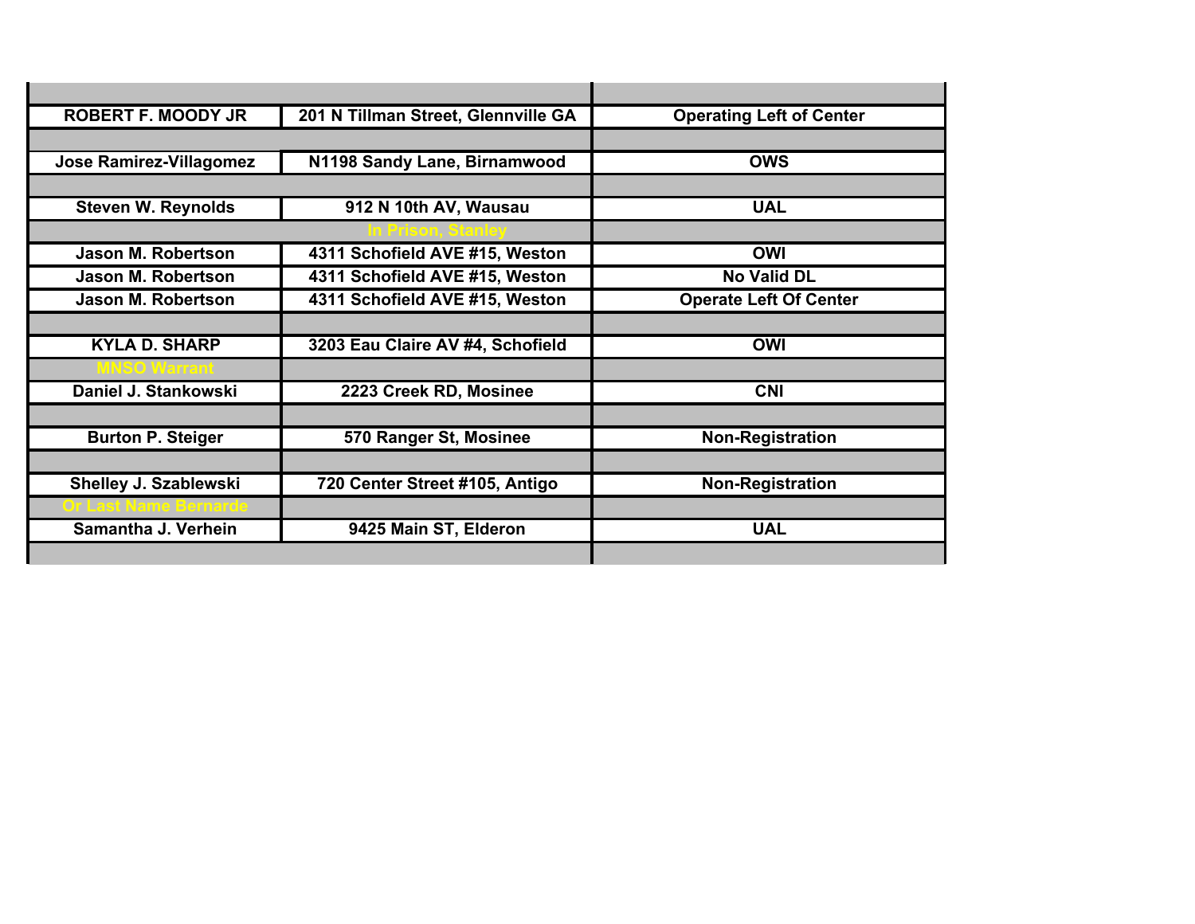| | | |
|---|---|---|
| | | |
| ROBERT F. MOODY JR | 201 N Tillman Street, Glennville GA | Operating Left of Center |
| | | |
| Jose Ramirez-Villagomez | N1198 Sandy Lane, Birnamwood | OWS |
| | | |
| Steven W. Reynolds | 912 N 10th AV, Wausau | UAL |
| | In Prison, Stanley | |
| Jason M. Robertson | 4311 Schofield AVE #15, Weston | OWI |
| Jason M. Robertson | 4311 Schofield AVE #15, Weston | No Valid DL |
| Jason M. Robertson | 4311 Schofield AVE #15, Weston | Operate Left Of Center |
| | | |
| KYLA D. SHARP | 3203 Eau Claire AV #4, Schofield | OWI |
| MNSO Warrant | | |
| Daniel J. Stankowski | 2223 Creek RD, Mosinee | CNI |
| | | |
| Burton P. Steiger | 570 Ranger St, Mosinee | Non-Registration |
| | | |
| Shelley J. Szablewski | 720 Center Street #105, Antigo | Non-Registration |
| Or Last Name Bernarde | | |
| Samantha J. Verhein | 9425 Main ST, Elderon | UAL |
| | | |